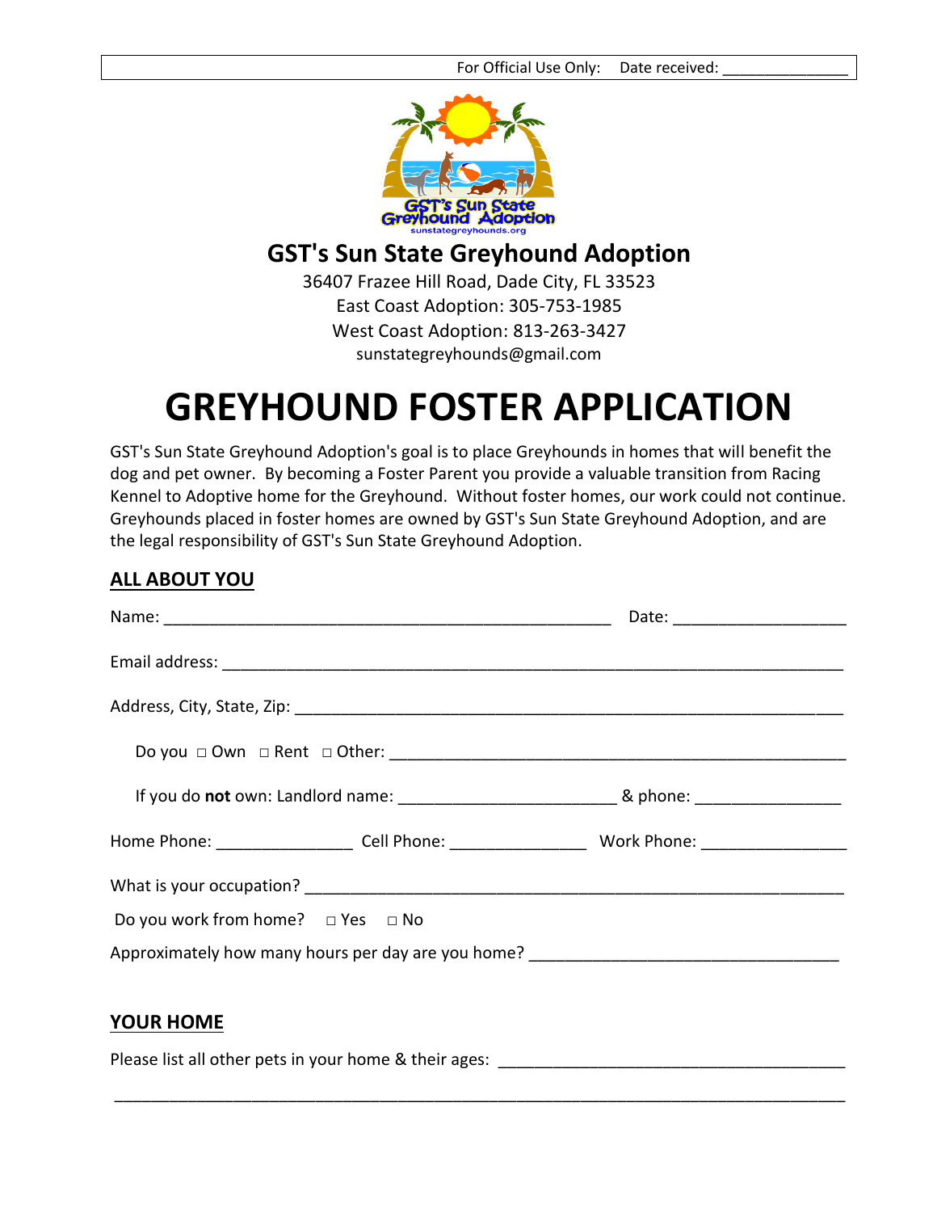For Official Use Only: Date received: _______________

# GST's Sun State Greyhound Adoption

36407 Frazee Hill Road, Dade City, FL 33523
East Coast Adoption: 305-753-1985
West Coast Adoption: 813-263-3427
sunstategreyhounds@gmail.com

# GREYHOUND FOSTER APPLICATION

GST's Sun State Greyhound Adoption's goal is to place Greyhounds in homes that will benefit the dog and pet owner. By becoming a Foster Parent you provide a valuable transition from Racing Kennel to Adoptive home for the Greyhound. Without foster homes, our work could not continue. Greyhounds placed in foster homes are owned by GST's Sun State Greyhound Adoption, and are the legal responsibility of GST's Sun State Greyhound Adoption.

## ALL ABOUT YOU

Name: ___________________________________________________ Date: ___________________

Email address: ______________________________________________________________________

Address, City, State, Zip: ______________________________________________________________

Do you □ Own □ Rent □ Other: ______________________________________________________

If you do **not** own: Landlord name: ________________________ & phone: ________________

Home Phone: _______________ Cell Phone: _______________ Work Phone: ________________

What is your occupation? ____________________________________________________________

Do you work from home? □ Yes □ No

Approximately how many hours per day are you home? __________________________________

## YOUR HOME

Please list all other pets in your home & their ages: _______________________________________

_________________________________________________________________________________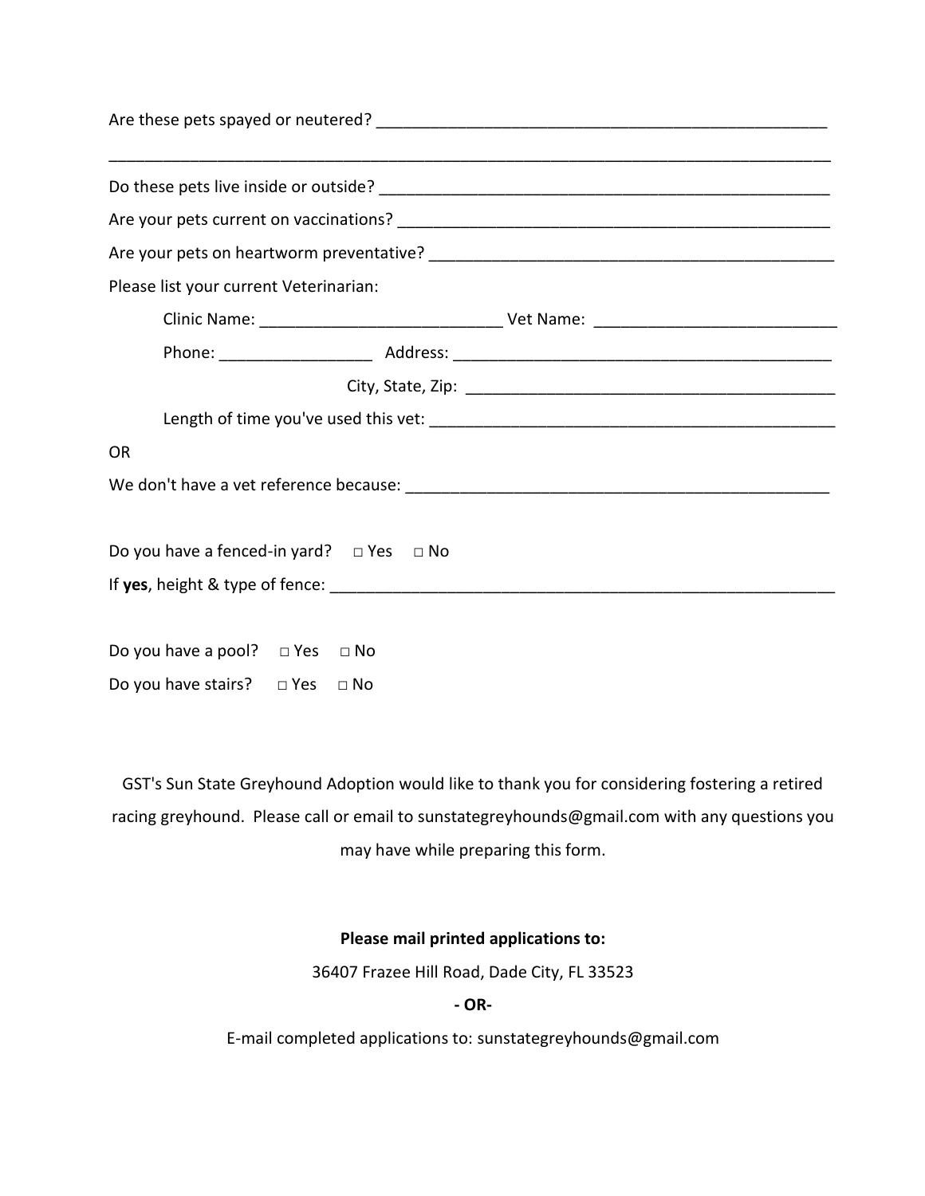Are these pets spayed or neutered? ____________________________________________________

______________________________________________________________________________

Do these pets live inside or outside? ___________________________________________________

Are your pets current on vaccinations? _________________________________________________

Are your pets on heartworm preventative? _______________________________________________

Please list your current Veterinarian:

Clinic Name: ___________________________ Vet Name: ___________________________

Phone: _________________ Address: ___________________________________________

City, State, Zip: ___________________________________________

Length of time you've used this vet: _____________________________________________

OR

We don't have a vet reference because: _________________________________________________

Do you have a fenced-in yard? □ Yes □ No

If **yes**, height & type of fence: _________________________________________________________

Do you have a pool? □ Yes □ No

Do you have stairs? □ Yes □ No

GST's Sun State Greyhound Adoption would like to thank you for considering fostering a retired racing greyhound. Please call or email to sunstategreyhounds@gmail.com with any questions you may have while preparing this form.

**Please mail printed applications to:**

36407 Frazee Hill Road, Dade City, FL 33523

**- OR-**

E-mail completed applications to: sunstategreyhounds@gmail.com